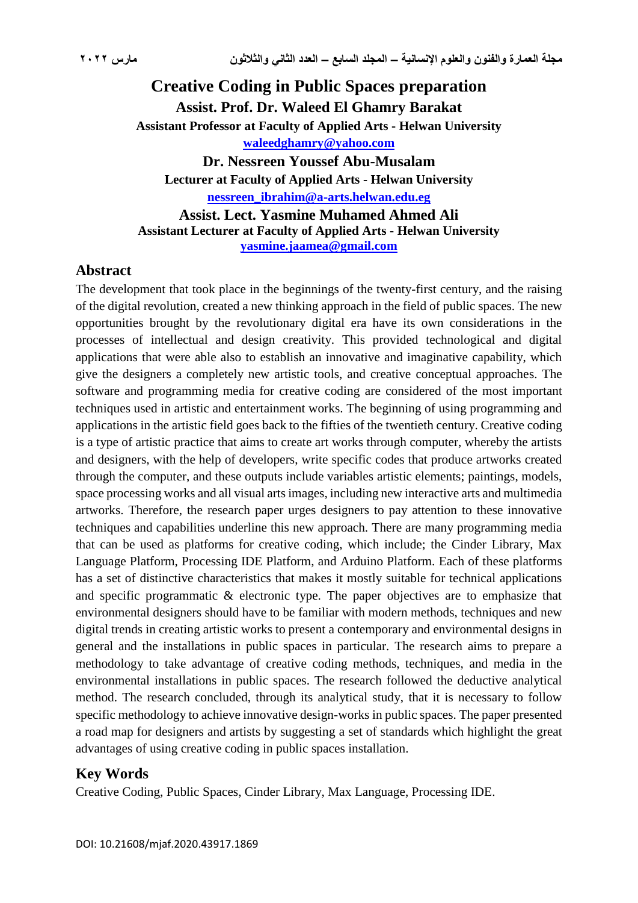# Creative Coding in Public Spaces preparation

**Assist. Prof. Dr. Waleed El Ghamry Barakat**

**Assistant Professor at Faculty of Applied Arts - Helwan University**

**waleedghamry@yahoo.com**

**Dr. Nessreen Youssef Abu-Musalam**

**Lecturer at Faculty of Applied Arts - Helwan University**

**nessreen_ibrahim@a-arts.helwan.edu.eg**

**Assist. Lect. Yasmine Muhamed Ahmed Ali**

**Assistant Lecturer at Faculty of Applied Arts - Helwan University**

**yasmine.jaamea@gmail.com**

## Abstract

The development that took place in the beginnings of the twenty-first century, and the raising of the digital revolution, created a new thinking approach in the field of public spaces. The new opportunities brought by the revolutionary digital era have its own considerations in the processes of intellectual and design creativity. This provided technological and digital applications that were able also to establish an innovative and imaginative capability, which give the designers a completely new artistic tools, and creative conceptual approaches. The software and programming media for creative coding are considered of the most important techniques used in artistic and entertainment works. The beginning of using programming and applications in the artistic field goes back to the fifties of the twentieth century. Creative coding is a type of artistic practice that aims to create art works through computer, whereby the artists and designers, with the help of developers, write specific codes that produce artworks created through the computer, and these outputs include variables artistic elements; paintings, models, space processing works and all visual arts images, including new interactive arts and multimedia artworks. Therefore, the research paper urges designers to pay attention to these innovative techniques and capabilities underline this new approach. There are many programming media that can be used as platforms for creative coding, which include; the Cinder Library, Max Language Platform, Processing IDE Platform, and Arduino Platform. Each of these platforms has a set of distinctive characteristics that makes it mostly suitable for technical applications and specific programmatic & electronic type. The paper objectives are to emphasize that environmental designers should have to be familiar with modern methods, techniques and new digital trends in creating artistic works to present a contemporary and environmental designs in general and the installations in public spaces in particular. The research aims to prepare a methodology to take advantage of creative coding methods, techniques, and media in the environmental installations in public spaces. The research followed the deductive analytical method. The research concluded, through its analytical study, that it is necessary to follow specific methodology to achieve innovative design-works in public spaces. The paper presented a road map for designers and artists by suggesting a set of standards which highlight the great advantages of using creative coding in public spaces installation.

## Key Words

Creative Coding, Public Spaces, Cinder Library, Max Language, Processing IDE.

DOI: 10.21608/mjaf.2020.43917.1869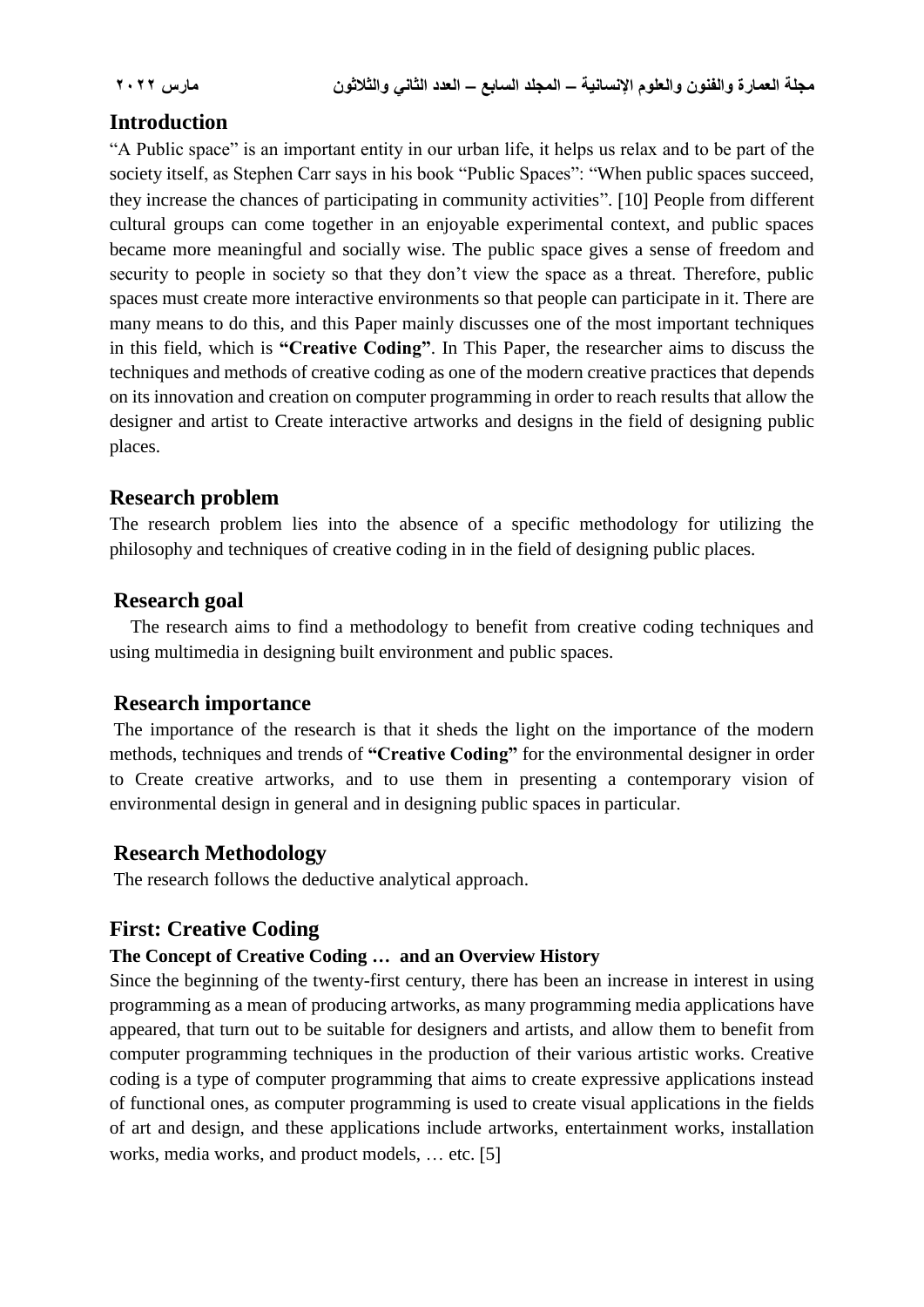## Introduction

"A Public space" is an important entity in our urban life, it helps us relax and to be part of the society itself, as Stephen Carr says in his book "Public Spaces": "When public spaces succeed, they increase the chances of participating in community activities". [10] People from different cultural groups can come together in an enjoyable experimental context, and public spaces became more meaningful and socially wise. The public space gives a sense of freedom and security to people in society so that they don't view the space as a threat. Therefore, public spaces must create more interactive environments so that people can participate in it. There are many means to do this, and this Paper mainly discusses one of the most important techniques in this field, which is **"Creative Coding"**. In This Paper, the researcher aims to discuss the techniques and methods of creative coding as one of the modern creative practices that depends on its innovation and creation on computer programming in order to reach results that allow the designer and artist to Create interactive artworks and designs in the field of designing public places.

## Research problem

The research problem lies into the absence of a specific methodology for utilizing the philosophy and techniques of creative coding in in the field of designing public places.

## Research goal

The research aims to find a methodology to benefit from creative coding techniques and using multimedia in designing built environment and public spaces.

## Research importance

The importance of the research is that it sheds the light on the importance of the modern methods, techniques and trends of **"Creative Coding"** for the environmental designer in order to Create creative artworks, and to use them in presenting a contemporary vision of environmental design in general and in designing public spaces in particular.

## Research Methodology

The research follows the deductive analytical approach.

## First: Creative Coding

### The Concept of Creative Coding … and an Overview History

Since the beginning of the twenty-first century, there has been an increase in interest in using programming as a mean of producing artworks, as many programming media applications have appeared, that turn out to be suitable for designers and artists, and allow them to benefit from computer programming techniques in the production of their various artistic works. Creative coding is a type of computer programming that aims to create expressive applications instead of functional ones, as computer programming is used to create visual applications in the fields of art and design, and these applications include artworks, entertainment works, installation works, media works, and product models, … etc. [5]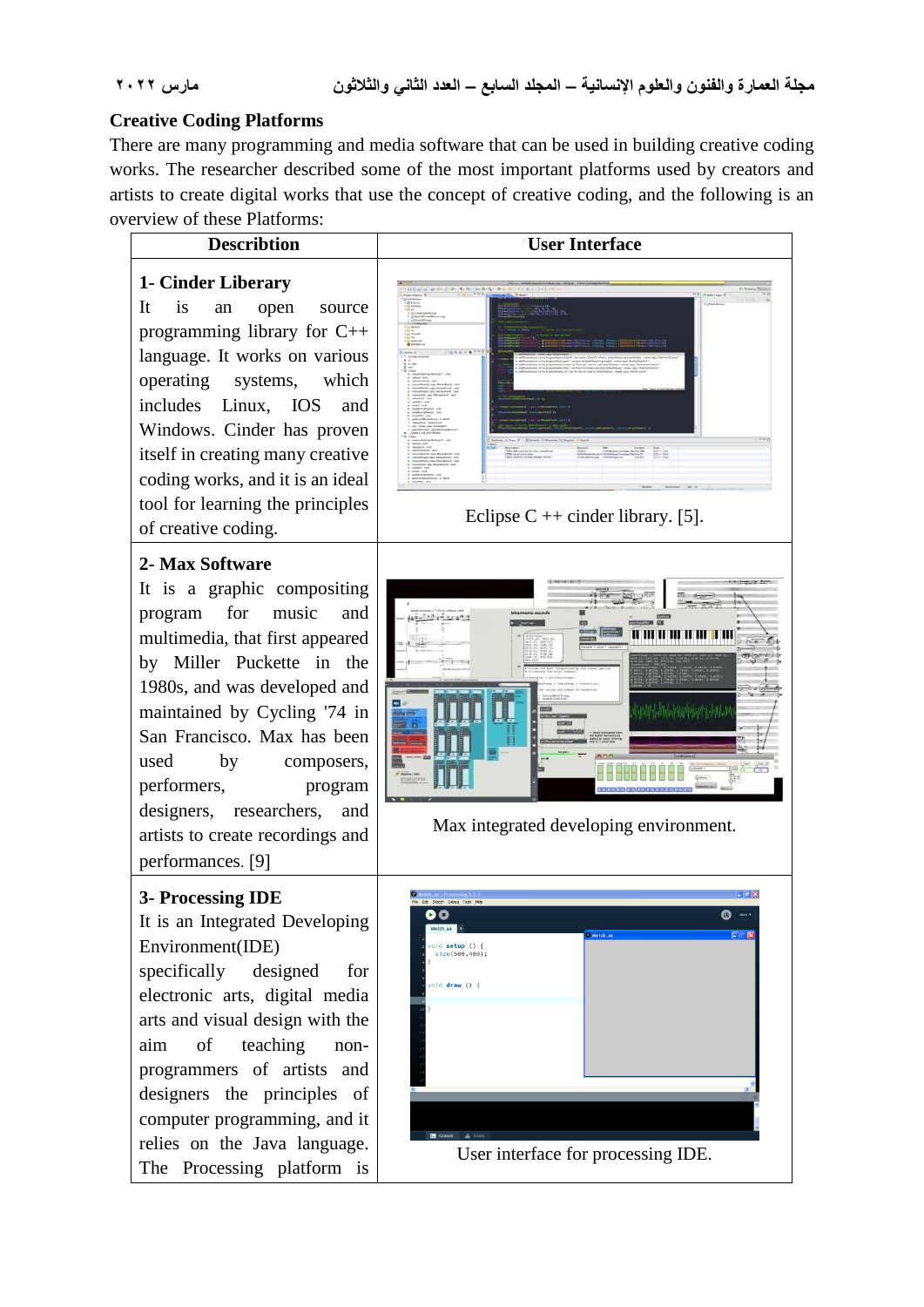## Creative Coding Platforms

There are many programming and media software that can be used in building creative coding works. The researcher described some of the most important platforms used by creators and artists to create digital works that use the concept of creative coding, and the following is an overview of these Platforms:

| Describtion | User Interface |
| --- | --- |
| **1- Cinder Liberary** It is an open source programming library for C++ language. It works on various operating systems, which includes Linux, IOS and Windows. Cinder has proven itself in creating many creative coding works, and it is an ideal tool for learning the principles of creative coding. | Eclipse C ++ cinder library. [5]. |
| **2- Max Software** It is a graphic compositing program for music and multimedia, that first appeared by Miller Puckette in the 1980s, and was developed and maintained by Cycling '74 in San Francisco. Max has been used by composers, performers, program designers, researchers, and artists to create recordings and performances. [9] | Max integrated developing environment. |
| **3- Processing IDE** It is an Integrated Developing Environment(IDE) specifically designed for electronic arts, digital media arts and visual design with the aim of teaching non-programmers of artists and designers the principles of computer programming, and it relies on the Java language. The Processing platform is | User interface for processing IDE. |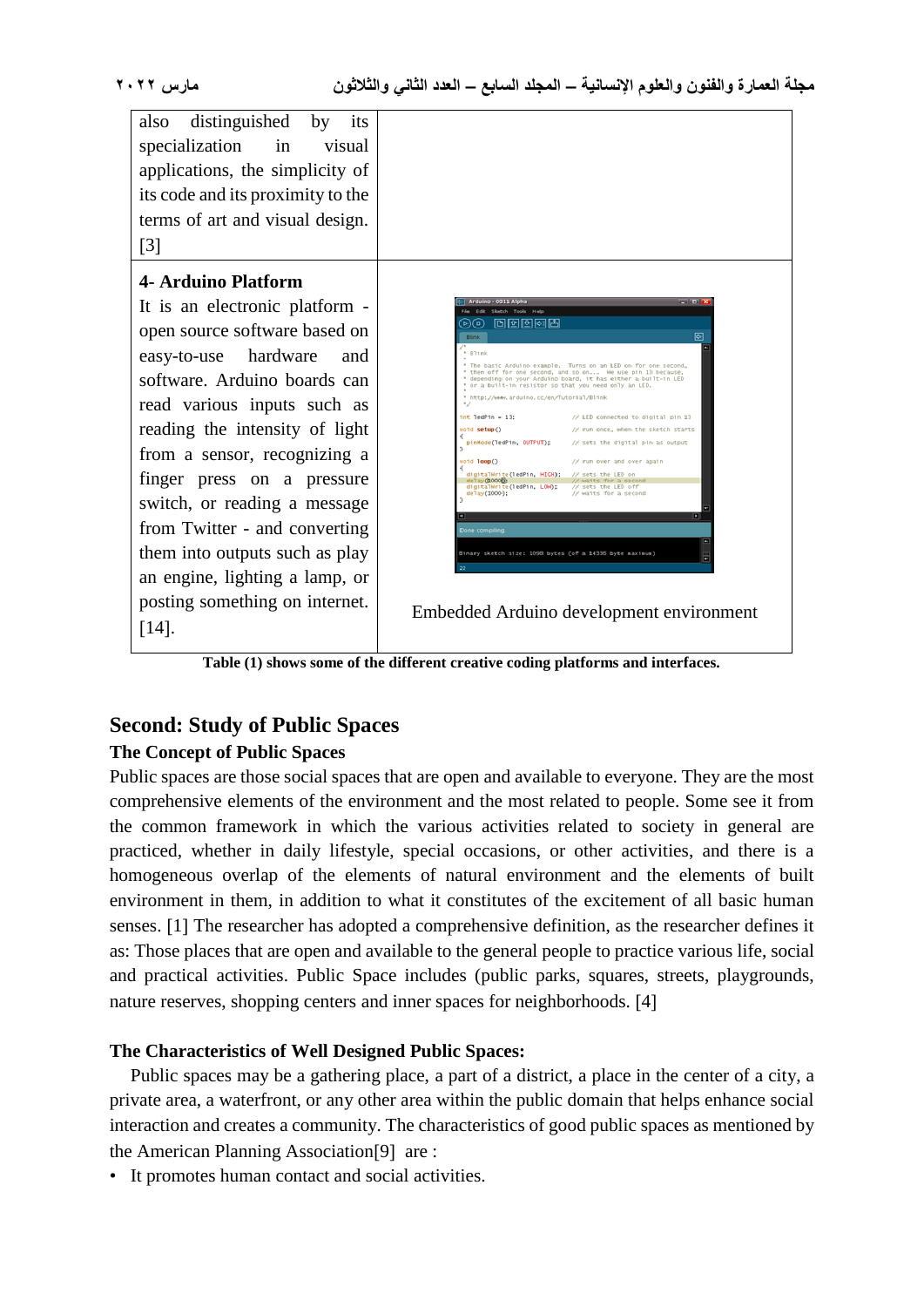| | |
|---|---|
| also distinguished by its specialization in visual applications, the simplicity of its code and its proximity to the terms of art and visual design. [3] | |
| **4- Arduino Platform** It is an electronic platform - open source software based on easy-to-use hardware and software. Arduino boards can read various inputs such as reading the intensity of light from a sensor, recognizing a finger press on a pressure switch, or reading a message from Twitter - and converting them into outputs such as play an engine, lighting a lamp, or posting something on internet. [14]. | Embedded Arduino development environment |

**Table (1) shows some of the different creative coding platforms and interfaces.**

## Second: Study of Public Spaces

### The Concept of Public Spaces

Public spaces are those social spaces that are open and available to everyone. They are the most comprehensive elements of the environment and the most related to people. Some see it from the common framework in which the various activities related to society in general are practiced, whether in daily lifestyle, special occasions, or other activities, and there is a homogeneous overlap of the elements of natural environment and the elements of built environment in them, in addition to what it constitutes of the excitement of all basic human senses. [1] The researcher has adopted a comprehensive definition, as the researcher defines it as: Those places that are open and available to the general people to practice various life, social and practical activities. Public Space includes (public parks, squares, streets, playgrounds, nature reserves, shopping centers and inner spaces for neighborhoods. [4]

### The Characteristics of Well Designed Public Spaces:

Public spaces may be a gathering place, a part of a district, a place in the center of a city, a private area, a waterfront, or any other area within the public domain that helps enhance social interaction and creates a community. The characteristics of good public spaces as mentioned by the American Planning Association[9] are :

- It promotes human contact and social activities.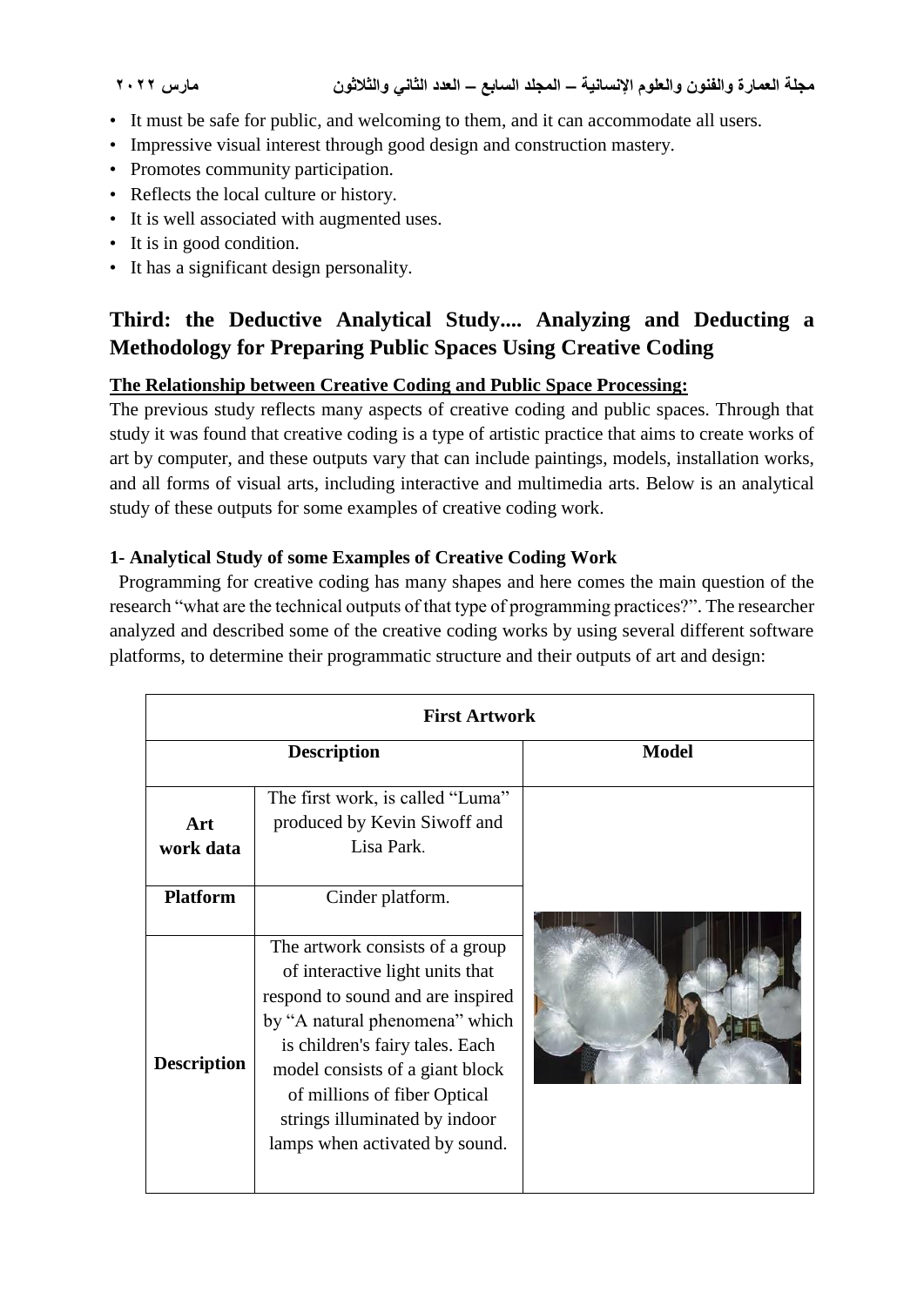- It must be safe for public, and welcoming to them, and it can accommodate all users.
- Impressive visual interest through good design and construction mastery.
- Promotes community participation.
- Reflects the local culture or history.
- It is well associated with augmented uses.
- It is in good condition.
- It has a significant design personality.

## Third: the Deductive Analytical Study.... Analyzing and Deducting a Methodology for Preparing Public Spaces Using Creative Coding

**The Relationship between Creative Coding and Public Space Processing:**

The previous study reflects many aspects of creative coding and public spaces. Through that study it was found that creative coding is a type of artistic practice that aims to create works of art by computer, and these outputs vary that can include paintings, models, installation works, and all forms of visual arts, including interactive and multimedia arts. Below is an analytical study of these outputs for some examples of creative coding work.

### 1- Analytical Study of some Examples of Creative Coding Work

Programming for creative coding has many shapes and here comes the main question of the research "what are the technical outputs of that type of programming practices?". The researcher analyzed and described some of the creative coding works by using several different software platforms, to determine their programmatic structure and their outputs of art and design:

| First Artwork | | |
|---|---|---|
| **Description** | | **Model** |
| **Art work data** | The first work, is called "Luma" produced by Kevin Siwoff and Lisa Park. | |
| **Platform** | Cinder platform. | |
| **Description** | The artwork consists of a group of interactive light units that respond to sound and are inspired by "A natural phenomena" which is children's fairy tales. Each model consists of a giant block of millions of fiber Optical strings illuminated by indoor lamps when activated by sound. | |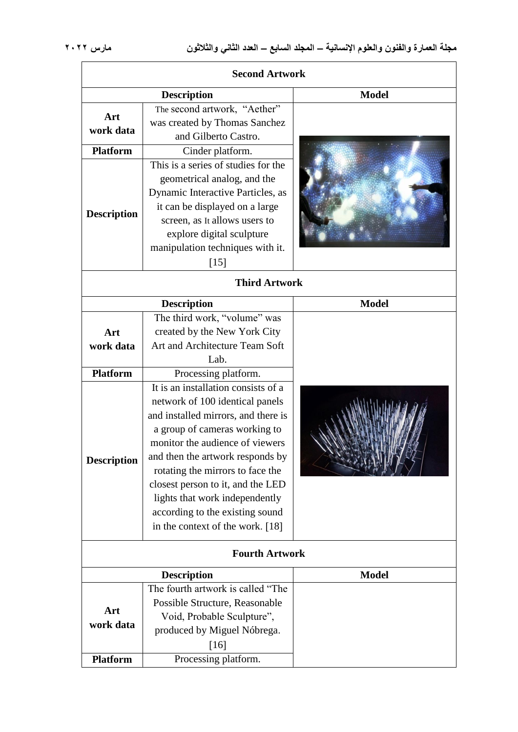| Second Artwork | | |
|---|---|---|
| **Description** | | **Model** |
| **Art work data** | The second artwork, "Aether" was created by Thomas Sanchez and Gilberto Castro. | |
| **Platform** | Cinder platform. | |
| **Description** | This is a series of studies for the geometrical analog, and the Dynamic Interactive Particles, as it can be displayed on a large screen, as It allows users to explore digital sculpture manipulation techniques with it. [15] | |

| Third Artwork | | |
|---|---|---|
| **Description** | | **Model** |
| **Art work data** | The third work, "volume" was created by the New York City Art and Architecture Team Soft Lab. | |
| **Platform** | Processing platform. | |
| **Description** | It is an installation consists of a network of 100 identical panels and installed mirrors, and there is a group of cameras working to monitor the audience of viewers and then the artwork responds by rotating the mirrors to face the closest person to it, and the LED lights that work independently according to the existing sound in the context of the work. [18] | |

| Fourth Artwork | | |
|---|---|---|
| **Description** | | **Model** |
| **Art work data** | The fourth artwork is called "The Possible Structure, Reasonable Void, Probable Sculpture", produced by Miguel Nóbrega. [16] | |
| **Platform** | Processing platform. | |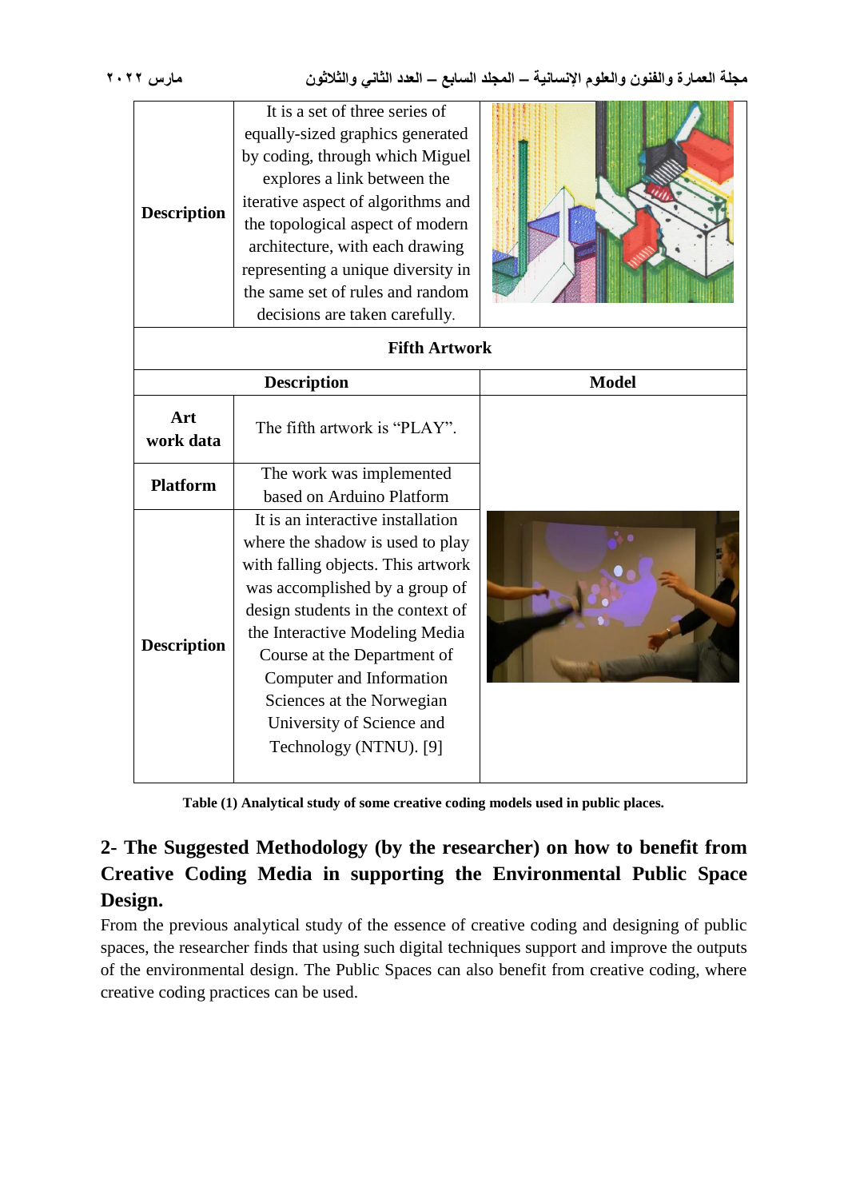| | | |
|---|---|---|
| **Description** | It is a set of three series of equally-sized graphics generated by coding, through which Miguel explores a link between the iterative aspect of algorithms and the topological aspect of modern architecture, with each drawing representing a unique diversity in the same set of rules and random decisions are taken carefully. | |
| **Fifth Artwork** | | |
| **Description** | | **Model** |
| **Art work data** | The fifth artwork is "PLAY". | |
| **Platform** | The work was implemented based on Arduino Platform | |
| **Description** | It is an interactive installation where the shadow is used to play with falling objects. This artwork was accomplished by a group of design students in the context of the Interactive Modeling Media Course at the Department of Computer and Information Sciences at the Norwegian University of Science and Technology (NTNU). [9] | |

**Table (1) Analytical study of some creative coding models used in public places.**

## 2- The Suggested Methodology (by the researcher) on how to benefit from Creative Coding Media in supporting the Environmental Public Space Design.

From the previous analytical study of the essence of creative coding and designing of public spaces, the researcher finds that using such digital techniques support and improve the outputs of the environmental design. The Public Spaces can also benefit from creative coding, where creative coding practices can be used.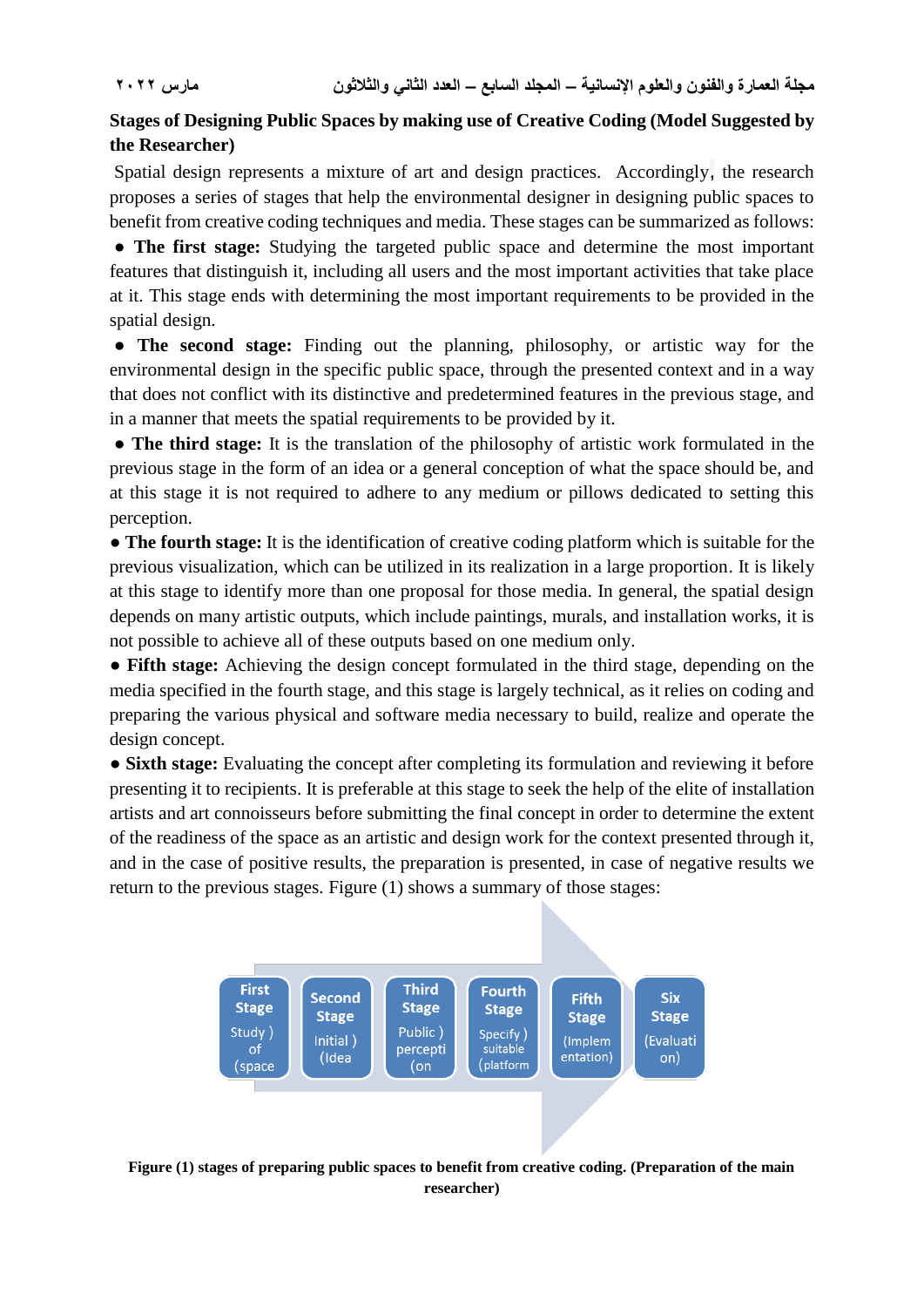**Stages of Designing Public Spaces by making use of Creative Coding (Model Suggested by the Researcher)**

Spatial design represents a mixture of art and design practices. Accordingly, the research proposes a series of stages that help the environmental designer in designing public spaces to benefit from creative coding techniques and media. These stages can be summarized as follows:

- **The first stage:** Studying the targeted public space and determine the most important features that distinguish it, including all users and the most important activities that take place at it. This stage ends with determining the most important requirements to be provided in the spatial design.
- **The second stage:** Finding out the planning, philosophy, or artistic way for the environmental design in the specific public space, through the presented context and in a way that does not conflict with its distinctive and predetermined features in the previous stage, and in a manner that meets the spatial requirements to be provided by it.
- **The third stage:** It is the translation of the philosophy of artistic work formulated in the previous stage in the form of an idea or a general conception of what the space should be, and at this stage it is not required to adhere to any medium or pillows dedicated to setting this perception.
- **The fourth stage:** It is the identification of creative coding platform which is suitable for the previous visualization, which can be utilized in its realization in a large proportion. It is likely at this stage to identify more than one proposal for those media. In general, the spatial design depends on many artistic outputs, which include paintings, murals, and installation works, it is not possible to achieve all of these outputs based on one medium only.
- **Fifth stage:** Achieving the design concept formulated in the third stage, depending on the media specified in the fourth stage, and this stage is largely technical, as it relies on coding and preparing the various physical and software media necessary to build, realize and operate the design concept.
- **Sixth stage:** Evaluating the concept after completing its formulation and reviewing it before presenting it to recipients. It is preferable at this stage to seek the help of the elite of installation artists and art connoisseurs before submitting the final concept in order to determine the extent of the readiness of the space as an artistic and design work for the context presented through it, and in the case of positive results, the preparation is presented, in case of negative results we return to the previous stages. Figure (1) shows a summary of those stages:

First Stage (Study of space) → Second Stage (Initial Idea) → Third Stage (Public perception) → Fourth Stage (Specify suitable platform) → Fifth Stage (Implementation) → Six Stage (Evaluation)

**Figure (1) stages of preparing public spaces to benefit from creative coding. (Preparation of the main researcher)**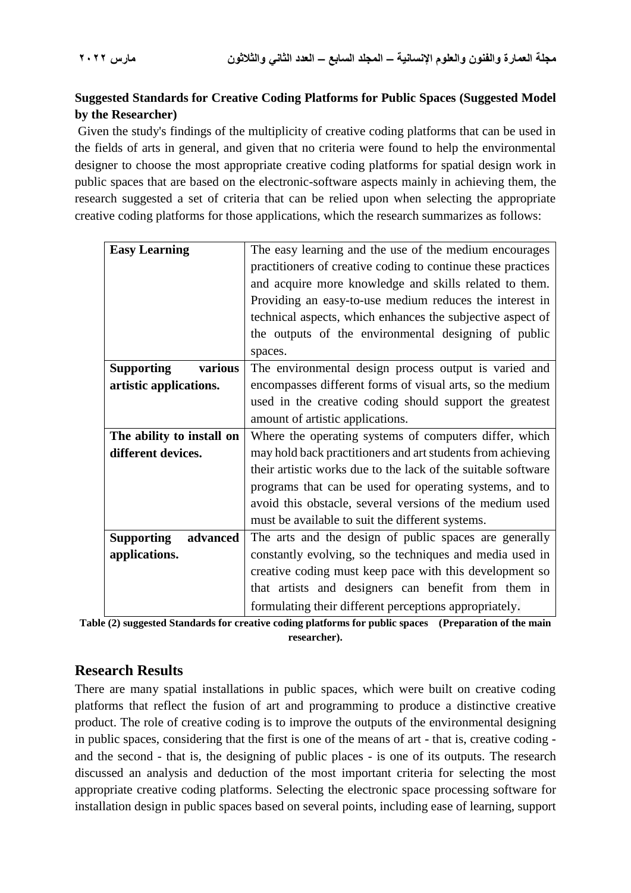**Suggested Standards for Creative Coding Platforms for Public Spaces (Suggested Model by the Researcher)**

Given the study's findings of the multiplicity of creative coding platforms that can be used in the fields of arts in general, and given that no criteria were found to help the environmental designer to choose the most appropriate creative coding platforms for spatial design work in public spaces that are based on the electronic-software aspects mainly in achieving them, the research suggested a set of criteria that can be relied upon when selecting the appropriate creative coding platforms for those applications, which the research summarizes as follows:

| | |
|---|---|
| **Easy Learning** | The easy learning and the use of the medium encourages practitioners of creative coding to continue these practices and acquire more knowledge and skills related to them. Providing an easy-to-use medium reduces the interest in technical aspects, which enhances the subjective aspect of the outputs of the environmental designing of public spaces. |
| **Supporting various artistic applications.** | The environmental design process output is varied and encompasses different forms of visual arts, so the medium used in the creative coding should support the greatest amount of artistic applications. |
| **The ability to install on different devices.** | Where the operating systems of computers differ, which may hold back practitioners and art students from achieving their artistic works due to the lack of the suitable software programs that can be used for operating systems, and to avoid this obstacle, several versions of the medium used must be available to suit the different systems. |
| **Supporting advanced applications.** | The arts and the design of public spaces are generally constantly evolving, so the techniques and media used in creative coding must keep pace with this development so that artists and designers can benefit from them in formulating their different perceptions appropriately. |

**Table (2) suggested Standards for creative coding platforms for public spaces (Preparation of the main researcher).**

## Research Results

There are many spatial installations in public spaces, which were built on creative coding platforms that reflect the fusion of art and programming to produce a distinctive creative product. The role of creative coding is to improve the outputs of the environmental designing in public spaces, considering that the first is one of the means of art - that is, creative coding - and the second - that is, the designing of public places - is one of its outputs. The research discussed an analysis and deduction of the most important criteria for selecting the most appropriate creative coding platforms. Selecting the electronic space processing software for installation design in public spaces based on several points, including ease of learning, support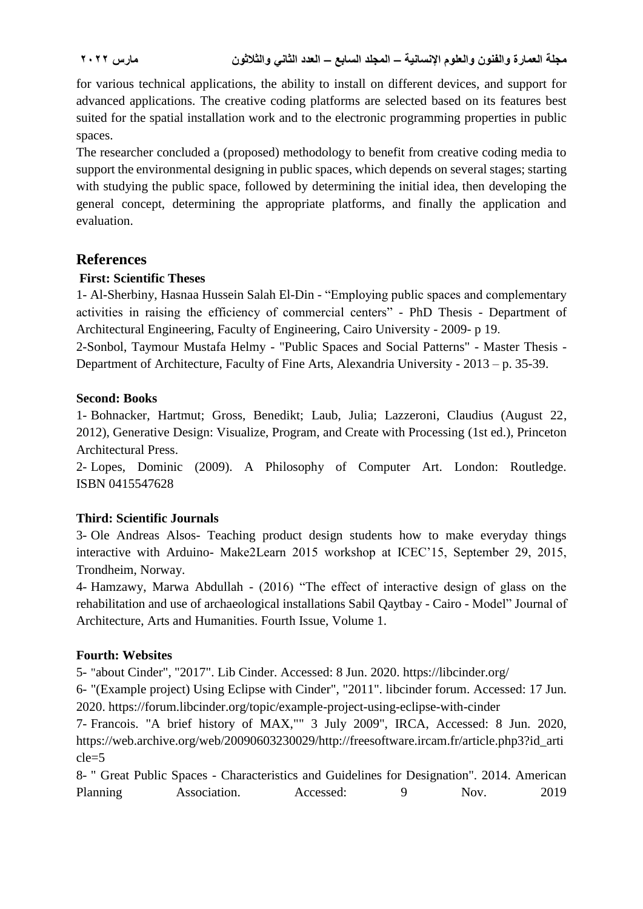for various technical applications, the ability to install on different devices, and support for advanced applications. The creative coding platforms are selected based on its features best suited for the spatial installation work and to the electronic programming properties in public spaces.

The researcher concluded a (proposed) methodology to benefit from creative coding media to support the environmental designing in public spaces, which depends on several stages; starting with studying the public space, followed by determining the initial idea, then developing the general concept, determining the appropriate platforms, and finally the application and evaluation.

## References

**First: Scientific Theses**

1- Al-Sherbiny, Hasnaa Hussein Salah El-Din - “Employing public spaces and complementary activities in raising the efficiency of commercial centers” - PhD Thesis - Department of Architectural Engineering, Faculty of Engineering, Cairo University - 2009- p 19.

2-Sonbol, Taymour Mustafa Helmy - "Public Spaces and Social Patterns" - Master Thesis - Department of Architecture, Faculty of Fine Arts, Alexandria University - 2013 – p. 35-39.

**Second: Books**

1- Bohnacker, Hartmut; Gross, Benedikt; Laub, Julia; Lazzeroni, Claudius (August 22, 2012), Generative Design: Visualize, Program, and Create with Processing (1st ed.), Princeton Architectural Press.

2- Lopes, Dominic (2009). A Philosophy of Computer Art. London: Routledge. ISBN 0415547628

**Third: Scientific Journals**

3- Ole Andreas Alsos- Teaching product design students how to make everyday things interactive with Arduino- Make2Learn 2015 workshop at ICEC’15, September 29, 2015, Trondheim, Norway.

4- Hamzawy, Marwa Abdullah - (2016) “The effect of interactive design of glass on the rehabilitation and use of archaeological installations Sabil Qaytbay - Cairo - Model” Journal of Architecture, Arts and Humanities. Fourth Issue, Volume 1.

**Fourth: Websites**

5- "about Cinder", "2017". Lib Cinder. Accessed: 8 Jun. 2020. https://libcinder.org/

6- "(Example project) Using Eclipse with Cinder", "2011". libcinder forum. Accessed: 17 Jun. 2020. https://forum.libcinder.org/topic/example-project-using-eclipse-with-cinder

7- Francois. "A brief history of MAX,"" 3 July 2009", IRCA, Accessed: 8 Jun. 2020, https://web.archive.org/web/20090603230029/http://freesoftware.ircam.fr/article.php3?id_article=5

8- " Great Public Spaces - Characteristics and Guidelines for Designation". 2014. American Planning Association. Accessed: 9 Nov. 2019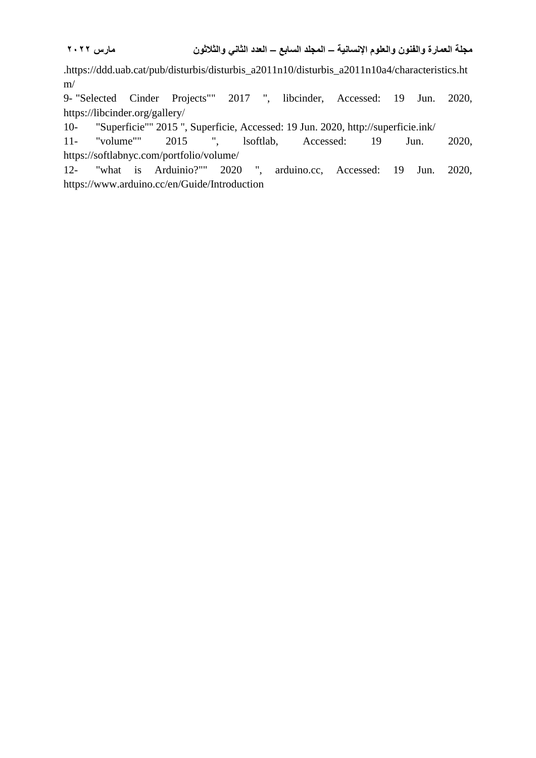.https://ddd.uab.cat/pub/disturbis/disturbis_a2011n10/disturbis_a2011n10a4/characteristics.htm/

9- "Selected Cinder Projects"" 2017 ", libcinder, Accessed: 19 Jun. 2020, https://libcinder.org/gallery/

10- "Superficie"" 2015 ", Superficie, Accessed: 19 Jun. 2020, http://superficie.ink/

11- "volume"" 2015 ", lsoftlab, Accessed: 19 Jun. 2020, https://softlabnyc.com/portfolio/volume/

12- "what is Arduinio?"" 2020 ", arduino.cc, Accessed: 19 Jun. 2020, https://www.arduino.cc/en/Guide/Introduction